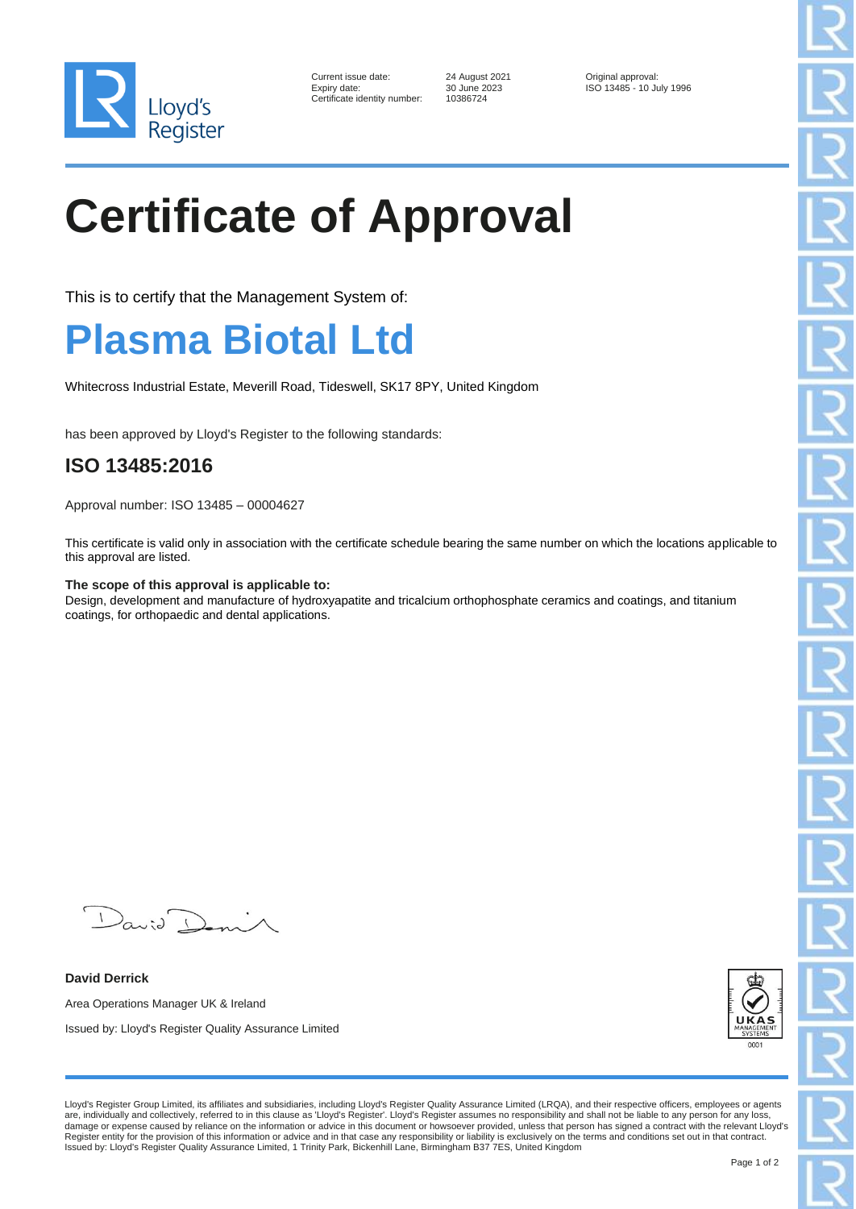Lloyd's Register

Current issue date: 24 August 2021
Expiry date: 30 June 2023
Certificate identity number: 10386724

Original approval:
ISO 13485 - 10 July 1996

# Certificate of Approval

This is to certify that the Management System of:

# Plasma Biotal Ltd

Whitecross Industrial Estate, Meverill Road, Tideswell, SK17 8PY, United Kingdom

has been approved by Lloyd's Register to the following standards:

## ISO 13485:2016

Approval number: ISO 13485 – 00004627

This certificate is valid only in association with the certificate schedule bearing the same number on which the locations applicable to this approval are listed.

**The scope of this approval is applicable to:**
Design, development and manufacture of hydroxyapatite and tricalcium orthophosphate ceramics and coatings, and titanium coatings, for orthopaedic and dental applications.

**David Derrick**

Area Operations Manager UK & Ireland

Issued by: Lloyd's Register Quality Assurance Limited

UKAS MANAGEMENT SYSTEMS 0001

Lloyd's Register Group Limited, its affiliates and subsidiaries, including Lloyd's Register Quality Assurance Limited (LRQA), and their respective officers, employees or agents are, individually and collectively, referred to in this clause as 'Lloyd's Register'. Lloyd's Register assumes no responsibility and shall not be liable to any person for any loss, damage or expense caused by reliance on the information or advice in this document or howsoever provided, unless that person has signed a contract with the relevant Lloyd's Register entity for the provision of this information or advice and in that case any responsibility or liability is exclusively on the terms and conditions set out in that contract.
Issued by: Lloyd's Register Quality Assurance Limited, 1 Trinity Park, Bickenhill Lane, Birmingham B37 7ES, United Kingdom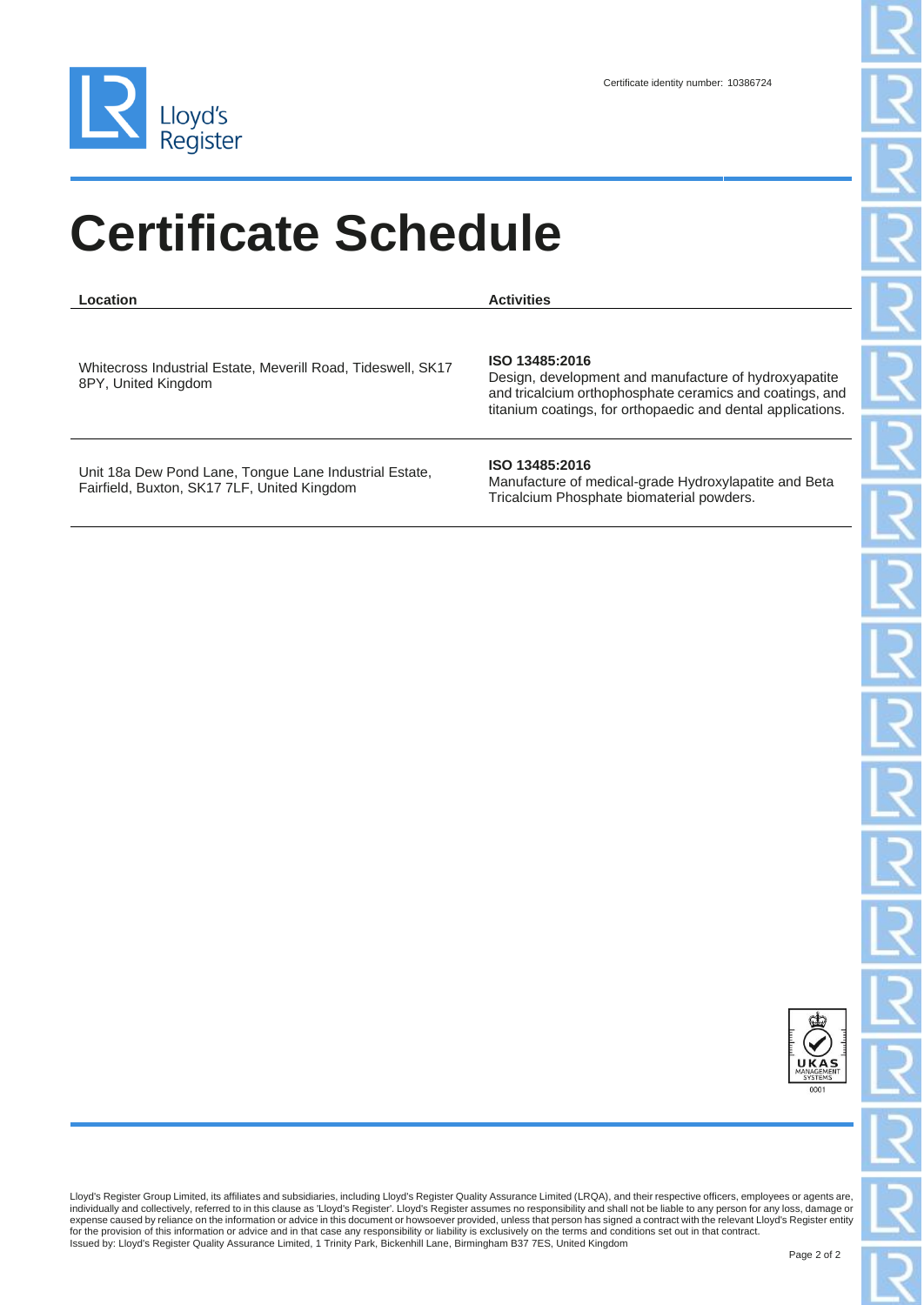Certificate identity number: 10386724

# Certificate Schedule

| Location | Activities |
| --- | --- |
| Whitecross Industrial Estate, Meverill Road, Tideswell, SK17 8PY, United Kingdom | **ISO 13485:2016** Design, development and manufacture of hydroxyapatite and tricalcium orthophosphate ceramics and coatings, and titanium coatings, for orthopaedic and dental applications. |
| Unit 18a Dew Pond Lane, Tongue Lane Industrial Estate, Fairfield, Buxton, SK17 7LF, United Kingdom | **ISO 13485:2016** Manufacture of medical-grade Hydroxylapatite and Beta Tricalcium Phosphate biomaterial powders. |

UKAS MANAGEMENT SYSTEMS 0001

Lloyd's Register Group Limited, its affiliates and subsidiaries, including Lloyd's Register Quality Assurance Limited (LRQA), and their respective officers, employees or agents are, individually and collectively, referred to in this clause as 'Lloyd's Register'. Lloyd's Register assumes no responsibility and shall not be liable to any person for any loss, damage or expense caused by reliance on the information or advice in this document or howsoever provided, unless that person has signed a contract with the relevant Lloyd's Register entity for the provision of this information or advice and in that case any responsibility or liability is exclusively on the terms and conditions set out in that contract.
Issued by: Lloyd's Register Quality Assurance Limited, 1 Trinity Park, Bickenhill Lane, Birmingham B37 7ES, United Kingdom